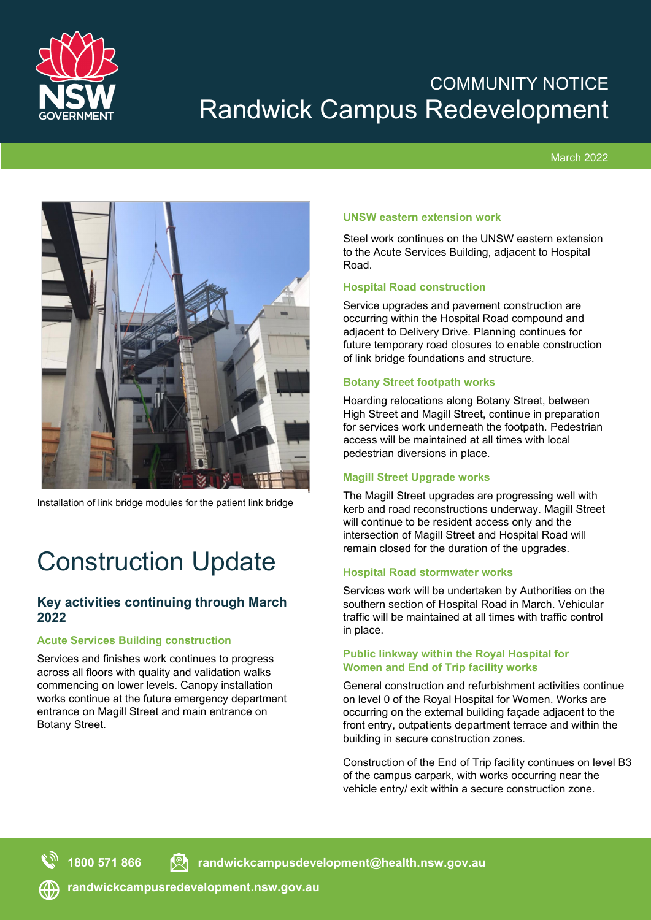NSW GOVERNMENT

# COMMUNITY NOTICE
# Randwick Campus Redevelopment

March 2022

Installation of link bridge modules for the patient link bridge

# Construction Update

## Key activities continuing through March 2022

### Acute Services Building construction

Services and finishes work continues to progress across all floors with quality and validation walks commencing on lower levels. Canopy installation works continue at the future emergency department entrance on Magill Street and main entrance on Botany Street.

### UNSW eastern extension work

Steel work continues on the UNSW eastern extension to the Acute Services Building, adjacent to Hospital Road.

### Hospital Road construction

Service upgrades and pavement construction are occurring within the Hospital Road compound and adjacent to Delivery Drive. Planning continues for future temporary road closures to enable construction of link bridge foundations and structure.

### Botany Street footpath works

Hoarding relocations along Botany Street, between High Street and Magill Street, continue in preparation for services work underneath the footpath. Pedestrian access will be maintained at all times with local pedestrian diversions in place.

### Magill Street Upgrade works

The Magill Street upgrades are progressing well with kerb and road reconstructions underway. Magill Street will continue to be resident access only and the intersection of Magill Street and Hospital Road will remain closed for the duration of the upgrades.

### Hospital Road stormwater works

Services work will be undertaken by Authorities on the southern section of Hospital Road in March. Vehicular traffic will be maintained at all times with traffic control in place.

### Public linkway within the Royal Hospital for Women and End of Trip facility works

General construction and refurbishment activities continue on level 0 of the Royal Hospital for Women. Works are occurring on the external building façade adjacent to the front entry, outpatients department terrace and within the building in secure construction zones.

Construction of the End of Trip facility continues on level B3 of the campus carpark, with works occurring near the vehicle entry/ exit within a secure construction zone.

**1800 571 866** **randwickcampusdevelopment@health.nsw.gov.au**

**randwickcampusredevelopment.nsw.gov.au**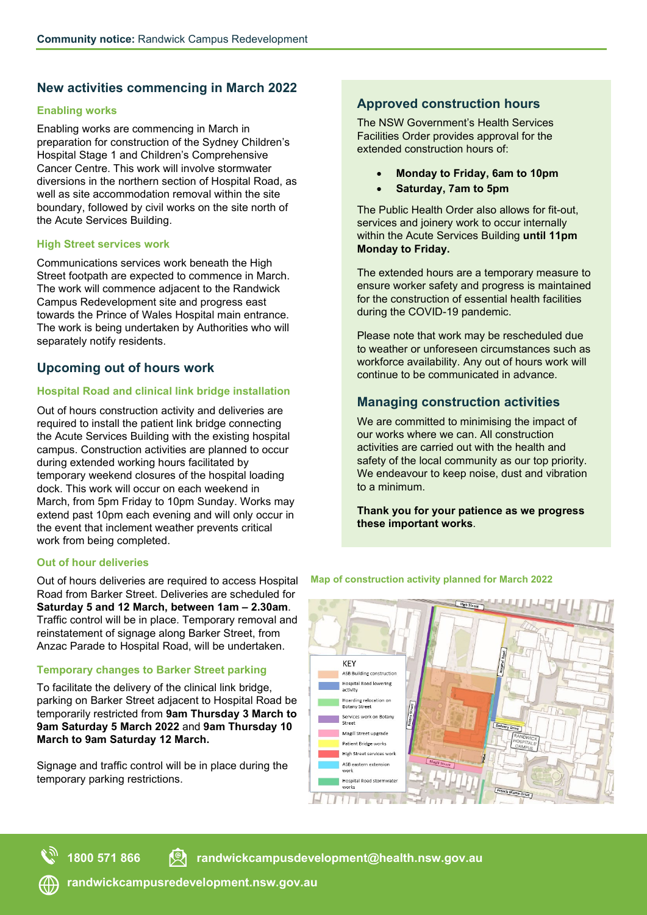## New activities commencing in March 2022

### Enabling works

Enabling works are commencing in March in preparation for construction of the Sydney Children's Hospital Stage 1 and Children's Comprehensive Cancer Centre. This work will involve stormwater diversions in the northern section of Hospital Road, as well as site accommodation removal within the site boundary, followed by civil works on the site north of the Acute Services Building.

### High Street services work

Communications services work beneath the High Street footpath are expected to commence in March. The work will commence adjacent to the Randwick Campus Redevelopment site and progress east towards the Prince of Wales Hospital main entrance. The work is being undertaken by Authorities who will separately notify residents.

## Upcoming out of hours work

### Hospital Road and clinical link bridge installation

Out of hours construction activity and deliveries are required to install the patient link bridge connecting the Acute Services Building with the existing hospital campus. Construction activities are planned to occur during extended working hours facilitated by temporary weekend closures of the hospital loading dock. This work will occur on each weekend in March, from 5pm Friday to 10pm Sunday. Works may extend past 10pm each evening and will only occur in the event that inclement weather prevents critical work from being completed.

### Out of hour deliveries

Out of hours deliveries are required to access Hospital Road from Barker Street. Deliveries are scheduled for **Saturday 5 and 12 March, between 1am – 2.30am**. Traffic control will be in place. Temporary removal and reinstatement of signage along Barker Street, from Anzac Parade to Hospital Road, will be undertaken.

### Temporary changes to Barker Street parking

To facilitate the delivery of the clinical link bridge, parking on Barker Street adjacent to Hospital Road be temporarily restricted from **9am Thursday 3 March to 9am Saturday 5 March 2022** and **9am Thursday 10 March to 9am Saturday 12 March.**

Signage and traffic control will be in place during the temporary parking restrictions.

## Approved construction hours

The NSW Government's Health Services Facilities Order provides approval for the extended construction hours of:

- **Monday to Friday, 6am to 10pm**
- **Saturday, 7am to 5pm**

The Public Health Order also allows for fit-out, services and joinery work to occur internally within the Acute Services Building **until 11pm Monday to Friday.**

The extended hours are a temporary measure to ensure worker safety and progress is maintained for the construction of essential health facilities during the COVID-19 pandemic.

Please note that work may be rescheduled due to weather or unforeseen circumstances such as workforce availability. Any out of hours work will continue to be communicated in advance.

## Managing construction activities

We are committed to minimising the impact of our works where we can. All construction activities are carried out with the health and safety of the local community as our top priority. We endeavour to keep noise, dust and vibration to a minimum.

**Thank you for your patience as we progress these important works**.

### Map of construction activity planned for March 2022

KEY
ASB Building construction
Hospital Road lowering activity
Hoarding relocation on Botany Street
Services work on Botany Street
Magill Street upgrade
Patient Bridge works
High Street services work
ASB eastern extension work
Hospital Road stormwater works

High Street
Hospital Road
Botany Street
Delivery Drive
Magill Street
Avoca Street
RANDWICK HOSPITALS' CAMPUS
Francis Martin Drive

1800 571 866 | randwickcampusdevelopment@health.nsw.gov.au

randwickcampusredevelopment.nsw.gov.au